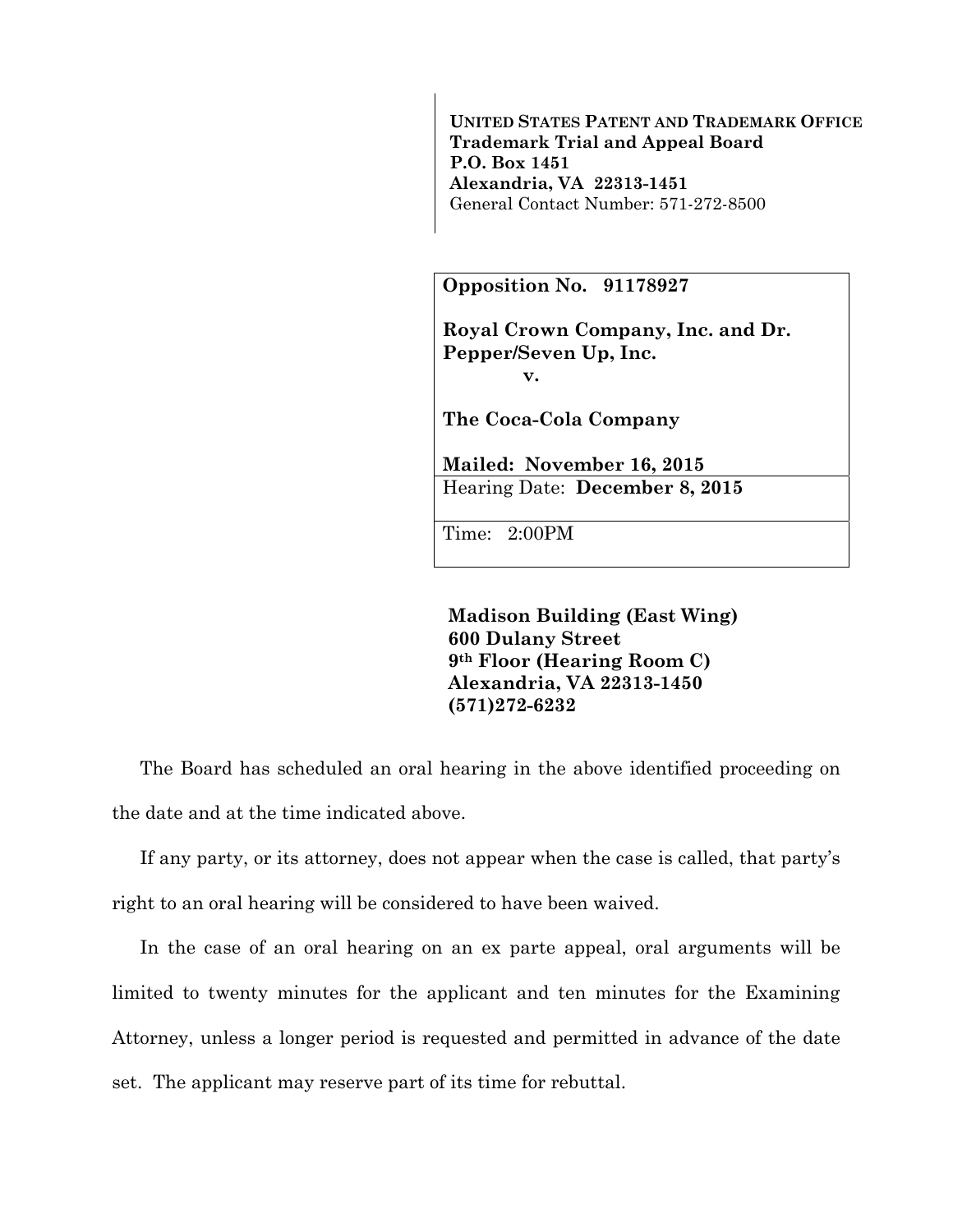**UNITED STATES PATENT AND TRADEMARK OFFICE**
**Trademark Trial and Appeal Board**
**P.O. Box 1451**
**Alexandria, VA 22313-1451**
General Contact Number: 571-272-8500

| **Opposition No. 91178927**<br><br>**Royal Crown Company, Inc. and Dr. Pepper/Seven Up, Inc.**<br>**v.**<br><br>**The Coca-Cola Company**<br><br>**Mailed: November 16, 2015** |
|---|
| Hearing Date: **December 8, 2015** |
| Time: 2:00PM |

**Madison Building (East Wing)**
**600 Dulany Street**
**9th Floor (Hearing Room C)**
**Alexandria, VA 22313-1450**
**(571)272-6232**

The Board has scheduled an oral hearing in the above identified proceeding on the date and at the time indicated above.

If any party, or its attorney, does not appear when the case is called, that party's right to an oral hearing will be considered to have been waived.

In the case of an oral hearing on an ex parte appeal, oral arguments will be limited to twenty minutes for the applicant and ten minutes for the Examining Attorney, unless a longer period is requested and permitted in advance of the date set. The applicant may reserve part of its time for rebuttal.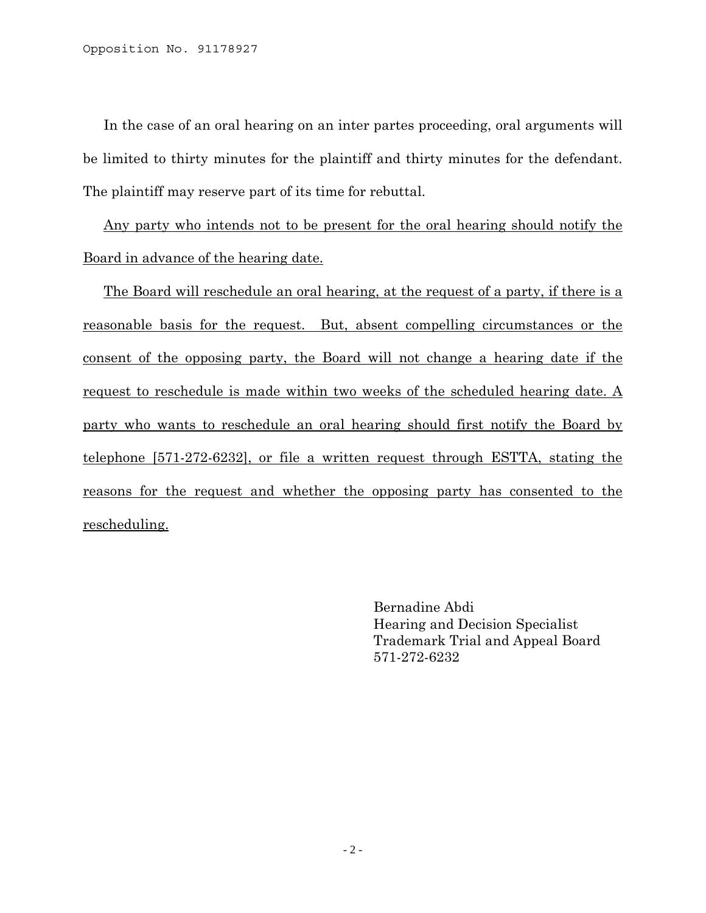In the case of an oral hearing on an inter partes proceeding, oral arguments will be limited to thirty minutes for the plaintiff and thirty minutes for the defendant. The plaintiff may reserve part of its time for rebuttal.

<u>Any party who intends not to be present for the oral hearing should notify the Board in advance of the hearing date.</u>

<u>The Board will reschedule an oral hearing, at the request of a party, if there is a reasonable basis for the request. But, absent compelling circumstances or the consent of the opposing party, the Board will not change a hearing date if the request to reschedule is made within two weeks of the scheduled hearing date. A party who wants to reschedule an oral hearing should first notify the Board by telephone [571-272-6232], or file a written request through ESTTA, stating the reasons for the request and whether the opposing party has consented to the rescheduling.</u>

Bernadine Abdi
Hearing and Decision Specialist
Trademark Trial and Appeal Board
571-272-6232